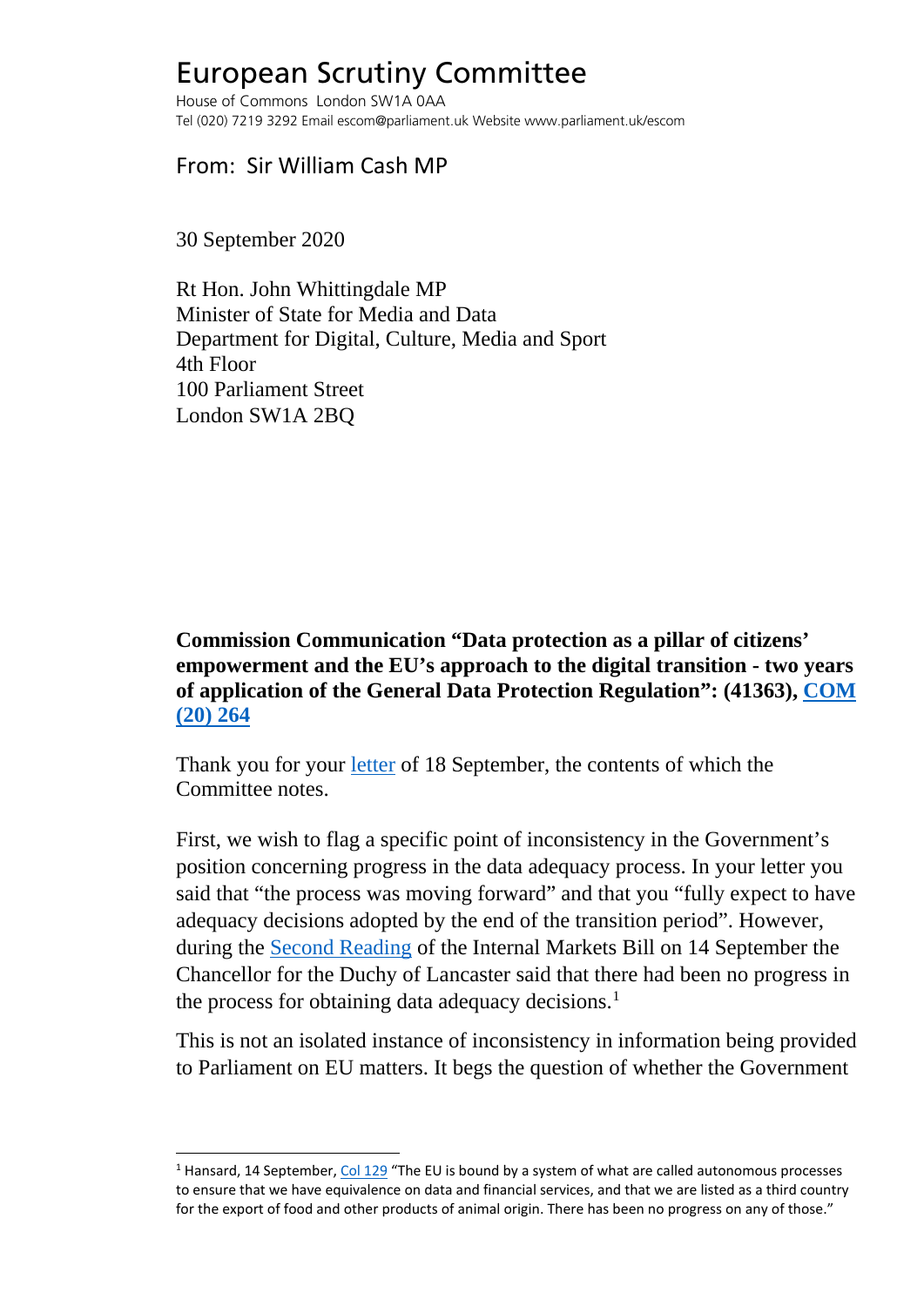# European Scrutiny Committee

House of Commons London SW1A 0AA
Tel (020) 7219 3292 Email escom@parliament.uk Website www.parliament.uk/escom

## From: Sir William Cash MP

30 September 2020

Rt Hon. John Whittingdale MP
Minister of State for Media and Data
Department for Digital, Culture, Media and Sport
4th Floor
100 Parliament Street
London SW1A 2BQ

**Commission Communication "Data protection as a pillar of citizens' empowerment and the EU's approach to the digital transition - two years of application of the General Data Protection Regulation": (41363), COM (20) 264**

Thank you for your letter of 18 September, the contents of which the Committee notes.

First, we wish to flag a specific point of inconsistency in the Government's position concerning progress in the data adequacy process. In your letter you said that "the process was moving forward" and that you "fully expect to have adequacy decisions adopted by the end of the transition period". However, during the Second Reading of the Internal Markets Bill on 14 September the Chancellor for the Duchy of Lancaster said that there had been no progress in the process for obtaining data adequacy decisions.[1]

This is not an isolated instance of inconsistency in information being provided to Parliament on EU matters. It begs the question of whether the Government

---

[1] Hansard, 14 September, Col 129 "The EU is bound by a system of what are called autonomous processes to ensure that we have equivalence on data and financial services, and that we are listed as a third country for the export of food and other products of animal origin. There has been no progress on any of those."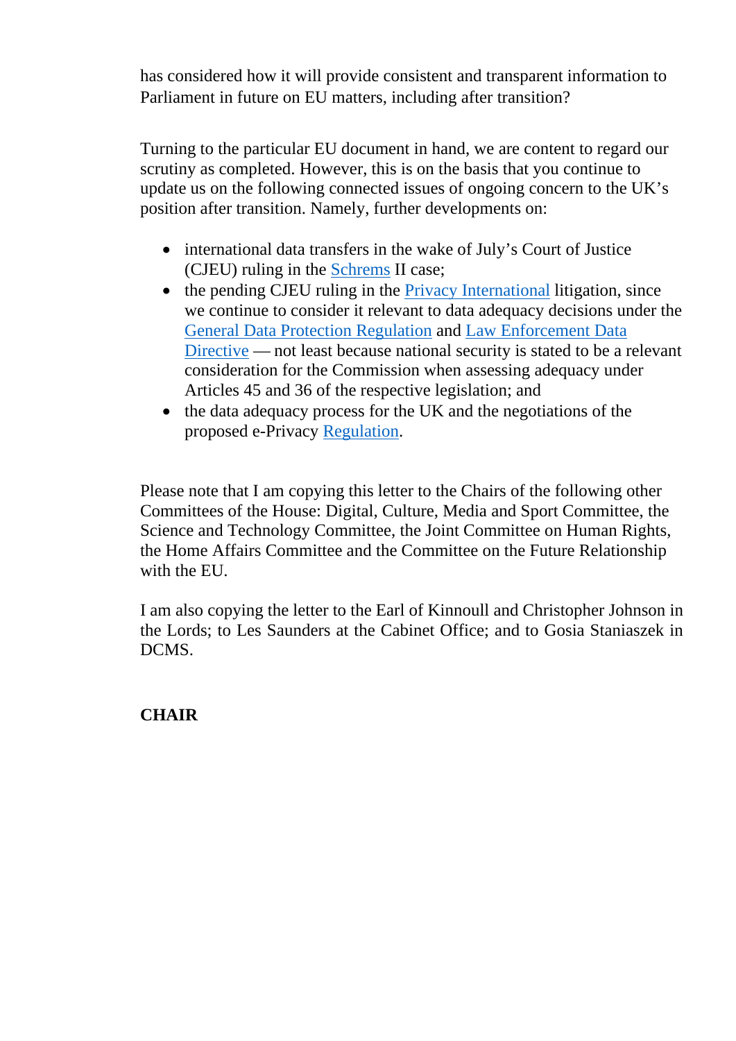has considered how it will provide consistent and transparent information to Parliament in future on EU matters, including after transition?

Turning to the particular EU document in hand, we are content to regard our scrutiny as completed. However, this is on the basis that you continue to update us on the following connected issues of ongoing concern to the UK's position after transition. Namely, further developments on:

- international data transfers in the wake of July's Court of Justice (CJEU) ruling in the Schrems II case;
- the pending CJEU ruling in the Privacy International litigation, since we continue to consider it relevant to data adequacy decisions under the General Data Protection Regulation and Law Enforcement Data Directive — not least because national security is stated to be a relevant consideration for the Commission when assessing adequacy under Articles 45 and 36 of the respective legislation; and
- the data adequacy process for the UK and the negotiations of the proposed e-Privacy Regulation.

Please note that I am copying this letter to the Chairs of the following other Committees of the House: Digital, Culture, Media and Sport Committee, the Science and Technology Committee, the Joint Committee on Human Rights, the Home Affairs Committee and the Committee on the Future Relationship with the EU.

I am also copying the letter to the Earl of Kinnoull and Christopher Johnson in the Lords; to Les Saunders at the Cabinet Office; and to Gosia Staniaszek in DCMS.

**CHAIR**